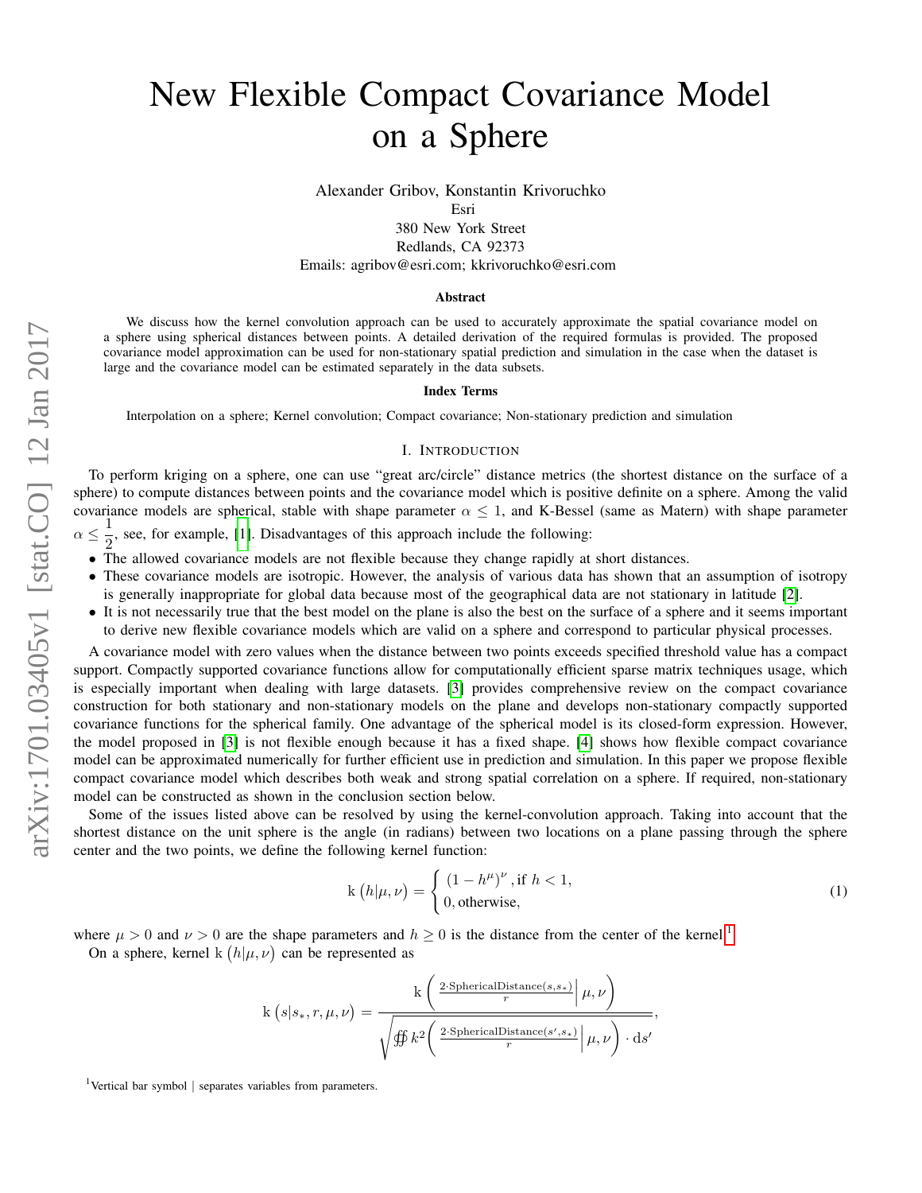# New Flexible Compact Covariance Model on a Sphere

Alexander Gribov, Konstantin Krivoruchko

Esri

380 New York Street

Redlands, CA 92373

Emails: agribov@esri.com; kkrivoruchko@esri.com

### Abstract

We discuss how the kernel convolution approach can be used to accurately approximate the spatial covariance model on a sphere using spherical distances between points. A detailed derivation of the required formulas is provided. The proposed covariance model approximation can be used for non-stationary spatial prediction and simulation in the case when the dataset is large and the covariance model can be estimated separately in the data subsets.

### Index Terms

Interpolation on a sphere; Kernel convolution; Compact covariance; Non-stationary prediction and simulation

## I. Introduction

To perform kriging on a sphere, one can use "great arc/circle" distance metrics (the shortest distance on the surface of a sphere) to compute distances between points and the covariance model which is positive definite on a sphere. Among the valid covariance models are spherical, stable with shape parameter $\alpha \leq 1$, and K-Bessel (same as Matern) with shape parameter $\alpha \leq \frac{1}{2}$, see, for example, [1]. Disadvantages of this approach include the following:

- The allowed covariance models are not flexible because they change rapidly at short distances.
- These covariance models are isotropic. However, the analysis of various data has shown that an assumption of isotropy is generally inappropriate for global data because most of the geographical data are not stationary in latitude [2].
- It is not necessarily true that the best model on the plane is also the best on the surface of a sphere and it seems important to derive new flexible covariance models which are valid on a sphere and correspond to particular physical processes.

A covariance model with zero values when the distance between two points exceeds specified threshold value has a compact support. Compactly supported covariance functions allow for computationally efficient sparse matrix techniques usage, which is especially important when dealing with large datasets. [3] provides comprehensive review on the compact covariance construction for both stationary and non-stationary models on the plane and develops non-stationary compactly supported covariance functions for the spherical family. One advantage of the spherical model is its closed-form expression. However, the model proposed in [3] is not flexible enough because it has a fixed shape. [4] shows how flexible compact covariance model can be approximated numerically for further efficient use in prediction and simulation. In this paper we propose flexible compact covariance model which describes both weak and strong spatial correlation on a sphere. If required, non-stationary model can be constructed as shown in the conclusion section below.

Some of the issues listed above can be resolved by using the kernel-convolution approach. Taking into account that the shortest distance on the unit sphere is the angle (in radians) between two locations on a plane passing through the sphere center and the two points, we define the following kernel function:

$$\mathrm{k}\left(h|\mu,\nu\right) = \begin{cases} \left(1-h^{\mu}\right)^{\nu}, \text{if } h<1, \\ 0, \text{otherwise}, \end{cases} \tag{1}$$

where $\mu > 0$ and $\nu > 0$ are the shape parameters and $h \geq 0$ is the distance from the center of the kernel.[1]

On a sphere, kernel $\mathrm{k}\left(h|\mu,\nu\right)$ can be represented as

$$\mathrm{k}\left(s|s_*,r,\mu,\nu\right) = \frac{\mathrm{k}\left(\frac{2\cdot\mathrm{SphericalDistance}(s,s_*)}{r}\middle|\mu,\nu\right)}{\sqrt{\oiint k^2\left(\frac{2\cdot\mathrm{SphericalDistance}(s',s_*)}{r}\middle|\mu,\nu\right)\cdot \mathrm{d}s'}},$$

[1] Vertical bar symbol | separates variables from parameters.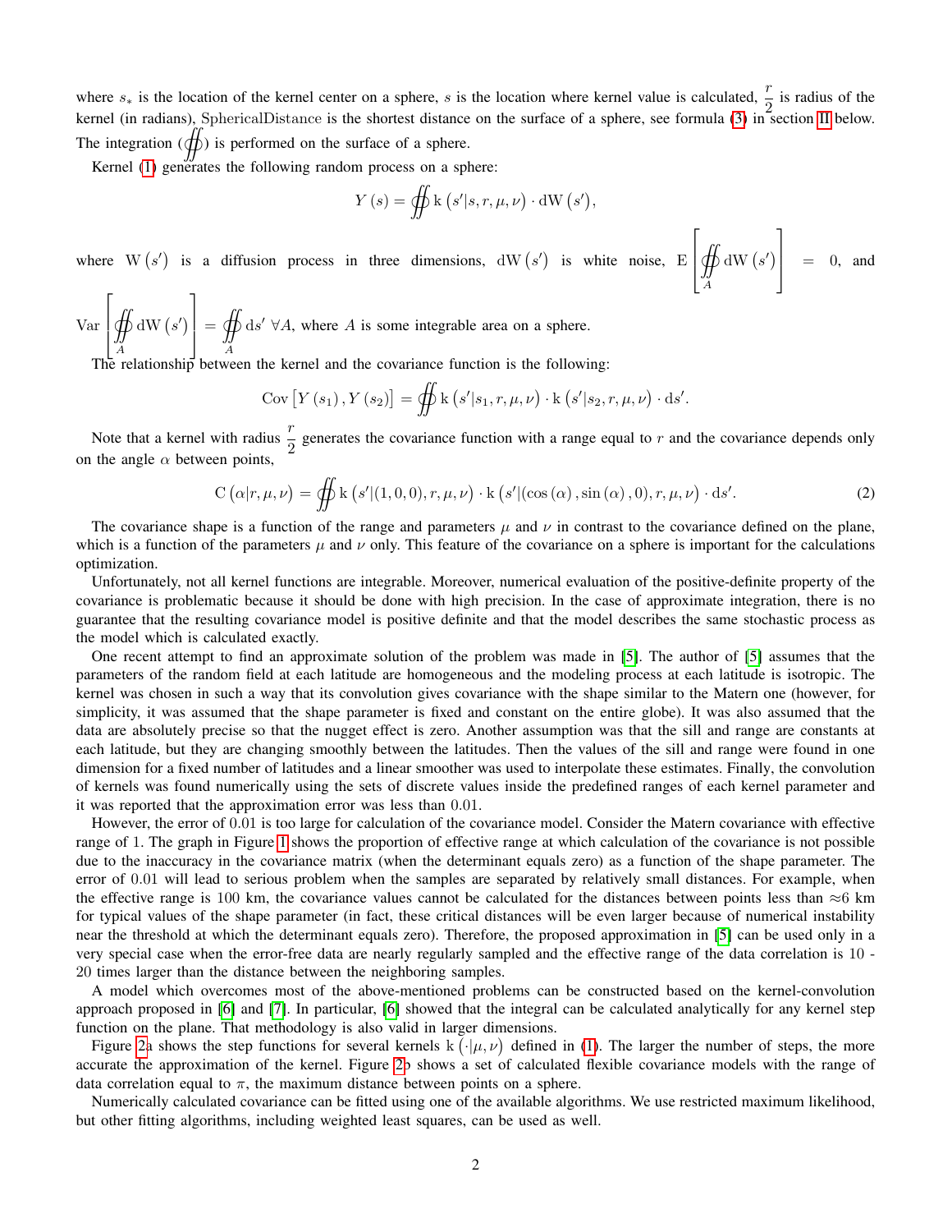where $s_*$ is the location of the kernel center on a sphere, $s$ is the location where kernel value is calculated, $\frac{r}{2}$ is radius of the kernel (in radians), $\mathrm{SphericalDistance}$ is the shortest distance on the surface of a sphere, see formula (3) in section II below. The integration ($\oiint$) is performed on the surface of a sphere.

Kernel (1) generates the following random process on a sphere:

$$Y(s) = \oiint \mathrm{k}\left(s'|s, r, \mu, \nu\right) \cdot \mathrm{dW}\left(s'\right),$$

where $\mathrm{W}\left(s'\right)$ is a diffusion process in three dimensions, $\mathrm{dW}\left(s'\right)$ is white noise, $\mathrm{E}\left[\oiint_A \mathrm{dW}\left(s'\right)\right] = 0$, and $\mathrm{Var}\left[\oiint_A \mathrm{dW}\left(s'\right)\right] = \oiint_A \mathrm{d}s' \;\forall A$, where $A$ is some integrable area on a sphere.

The relationship between the kernel and the covariance function is the following:

$$\mathrm{Cov}\left[Y\left(s_1\right), Y\left(s_2\right)\right] = \oiint \mathrm{k}\left(s'|s_1, r, \mu, \nu\right) \cdot \mathrm{k}\left(s'|s_2, r, \mu, \nu\right) \cdot \mathrm{d}s'.$$

Note that a kernel with radius $\frac{r}{2}$ generates the covariance function with a range equal to $r$ and the covariance depends only on the angle $\alpha$ between points,

$$\mathrm{C}\left(\alpha|r, \mu, \nu\right) = \oiint \mathrm{k}\left(s'|(1,0,0), r, \mu, \nu\right) \cdot \mathrm{k}\left(s'|(\cos\left(\alpha\right), \sin\left(\alpha\right), 0), r, \mu, \nu\right) \cdot \mathrm{d}s'. \tag{2}$$

The covariance shape is a function of the range and parameters $\mu$ and $\nu$ in contrast to the covariance defined on the plane, which is a function of the parameters $\mu$ and $\nu$ only. This feature of the covariance on a sphere is important for the calculations optimization.

Unfortunately, not all kernel functions are integrable. Moreover, numerical evaluation of the positive-definite property of the covariance is problematic because it should be done with high precision. In the case of approximate integration, there is no guarantee that the resulting covariance model is positive definite and that the model describes the same stochastic process as the model which is calculated exactly.

One recent attempt to find an approximate solution of the problem was made in [5]. The author of [5] assumes that the parameters of the random field at each latitude are homogeneous and the modeling process at each latitude is isotropic. The kernel was chosen in such a way that its convolution gives covariance with the shape similar to the Matern one (however, for simplicity, it was assumed that the shape parameter is fixed and constant on the entire globe). It was also assumed that the data are absolutely precise so that the nugget effect is zero. Another assumption was that the sill and range are constants at each latitude, but they are changing smoothly between the latitudes. Then the values of the sill and range were found in one dimension for a fixed number of latitudes and a linear smoother was used to interpolate these estimates. Finally, the convolution of kernels was found numerically using the sets of discrete values inside the predefined ranges of each kernel parameter and it was reported that the approximation error was less than 0.01.

However, the error of 0.01 is too large for calculation of the covariance model. Consider the Matern covariance with effective range of 1. The graph in Figure 1 shows the proportion of effective range at which calculation of the covariance is not possible due to the inaccuracy in the covariance matrix (when the determinant equals zero) as a function of the shape parameter. The error of 0.01 will lead to serious problem when the samples are separated by relatively small distances. For example, when the effective range is 100 km, the covariance values cannot be calculated for the distances between points less than ≈6 km for typical values of the shape parameter (in fact, these critical distances will be even larger because of numerical instability near the threshold at which the determinant equals zero). Therefore, the proposed approximation in [5] can be used only in a very special case when the error-free data are nearly regularly sampled and the effective range of the data correlation is 10 - 20 times larger than the distance between the neighboring samples.

A model which overcomes most of the above-mentioned problems can be constructed based on the kernel-convolution approach proposed in [6] and [7]. In particular, [6] showed that the integral can be calculated analytically for any kernel step function on the plane. That methodology is also valid in larger dimensions.

Figure 2a shows the step functions for several kernels $\mathrm{k}\left(\cdot|\mu, \nu\right)$ defined in (1). The larger the number of steps, the more accurate the approximation of the kernel. Figure 2b shows a set of calculated flexible covariance models with the range of data correlation equal to $\pi$, the maximum distance between points on a sphere.

Numerically calculated covariance can be fitted using one of the available algorithms. We use restricted maximum likelihood, but other fitting algorithms, including weighted least squares, can be used as well.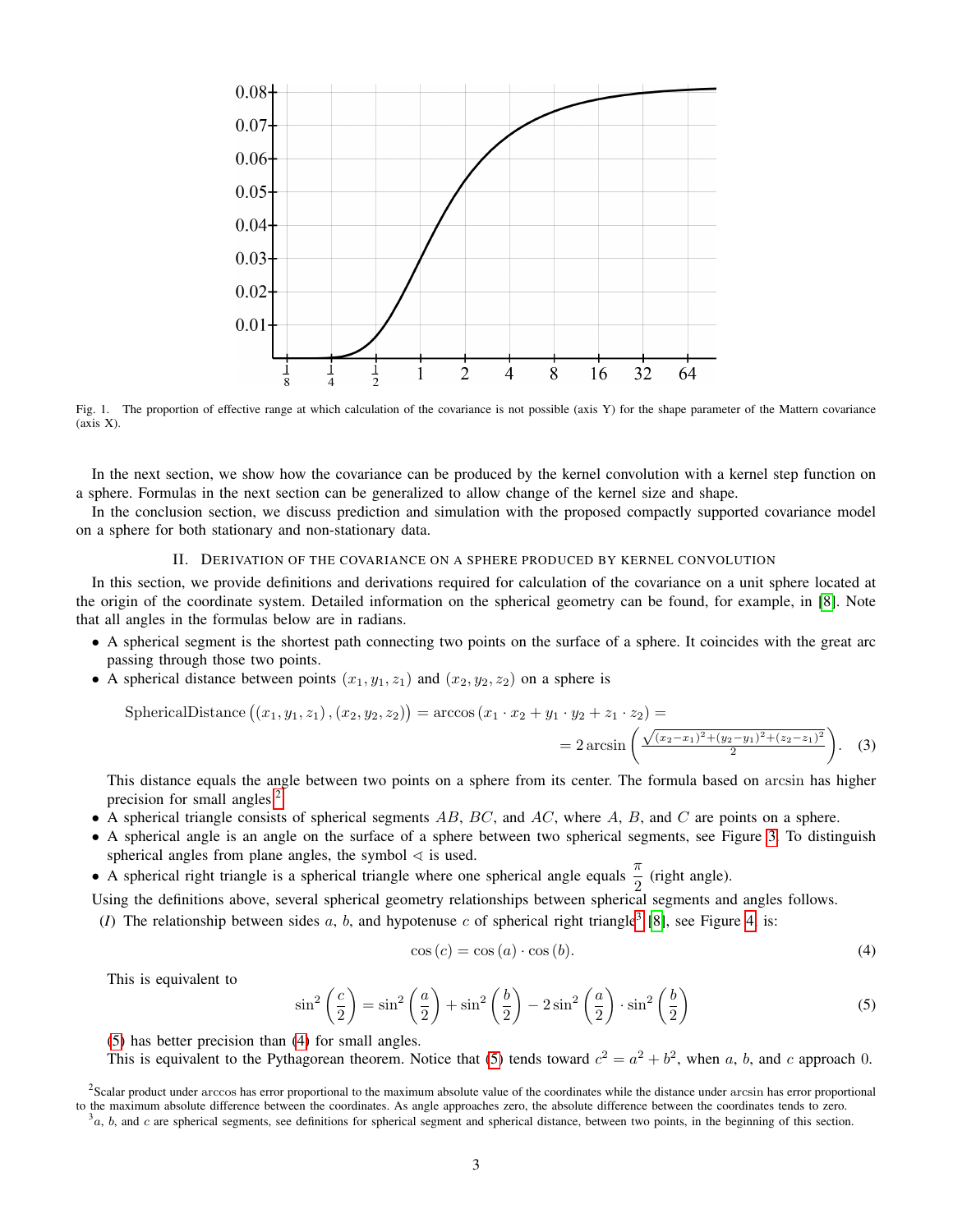Fig. 1. The proportion of effective range at which calculation of the covariance is not possible (axis Y) for the shape parameter of the Mattern covariance (axis X).

In the next section, we show how the covariance can be produced by the kernel convolution with a kernel step function on a sphere. Formulas in the next section can be generalized to allow change of the kernel size and shape.

In the conclusion section, we discuss prediction and simulation with the proposed compactly supported covariance model on a sphere for both stationary and non-stationary data.

## II. Derivation of the covariance on a sphere produced by kernel convolution

In this section, we provide definitions and derivations required for calculation of the covariance on a unit sphere located at the origin of the coordinate system. Detailed information on the spherical geometry can be found, for example, in [8]. Note that all angles in the formulas below are in radians.

- A spherical segment is the shortest path connecting two points on the surface of a sphere. It coincides with the great arc passing through those two points.
- A spherical distance between points $(x_1, y_1, z_1)$ and $(x_2, y_2, z_2)$ on a sphere is

$$\text{SphericalDistance}\left((x_1, y_1, z_1), (x_2, y_2, z_2)\right) = \arccos\left(x_1 \cdot x_2 + y_1 \cdot y_2 + z_1 \cdot z_2\right) = $$
$$= 2\arcsin\left(\frac{\sqrt{(x_2-x_1)^2+(y_2-y_1)^2+(z_2-z_1)^2}}{2}\right). \quad (3)$$

  This distance equals the angle between two points on a sphere from its center. The formula based on $\arcsin$ has higher precision for small angles[2].
- A spherical triangle consists of spherical segments $AB$, $BC$, and $AC$, where $A$, $B$, and $C$ are points on a sphere.
- A spherical angle is an angle on the surface of a sphere between two spherical segments, see Figure 3. To distinguish spherical angles from plane angles, the symbol $\sphericalangle$ is used.
- A spherical right triangle is a spherical triangle where one spherical angle equals $\frac{\pi}{2}$ (right angle).

Using the definitions above, several spherical geometry relationships between spherical segments and angles follows.

(*I*) The relationship between sides $a$, $b$, and hypotenuse $c$ of spherical right triangle[3] [8], see Figure 4, is:

$$\cos(c) = \cos(a) \cdot \cos(b). \quad (4)$$

This is equivalent to

$$\sin^2\left(\frac{c}{2}\right) = \sin^2\left(\frac{a}{2}\right) + \sin^2\left(\frac{b}{2}\right) - 2\sin^2\left(\frac{a}{2}\right) \cdot \sin^2\left(\frac{b}{2}\right) \quad (5)$$

(5) has better precision than (4) for small angles.

This is equivalent to the Pythagorean theorem. Notice that (5) tends toward $c^2 = a^2 + b^2$, when $a$, $b$, and $c$ approach 0.

[2] Scalar product under $\arccos$ has error proportional to the maximum absolute value of the coordinates while the distance under $\arcsin$ has error proportional to the maximum absolute difference between the coordinates. As angle approaches zero, the absolute difference between the coordinates tends to zero.

[3] $a$, $b$, and $c$ are spherical segments, see definitions for spherical segment and spherical distance, between two points, in the beginning of this section.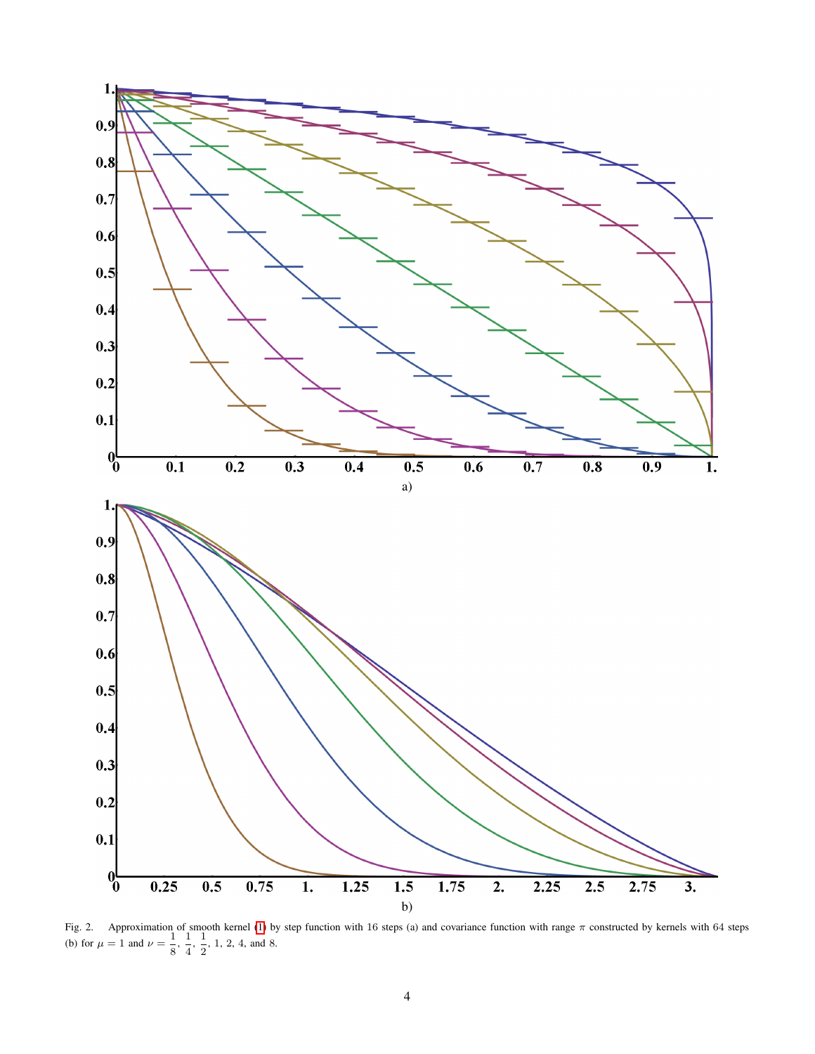Fig. 2. Approximation of smooth kernel (1) by step function with 16 steps (a) and covariance function with range $\pi$ constructed by kernels with 64 steps (b) for $\mu = 1$ and $\nu = \frac{1}{8}, \frac{1}{4}, \frac{1}{2}, 1, 2, 4,$ and $8$.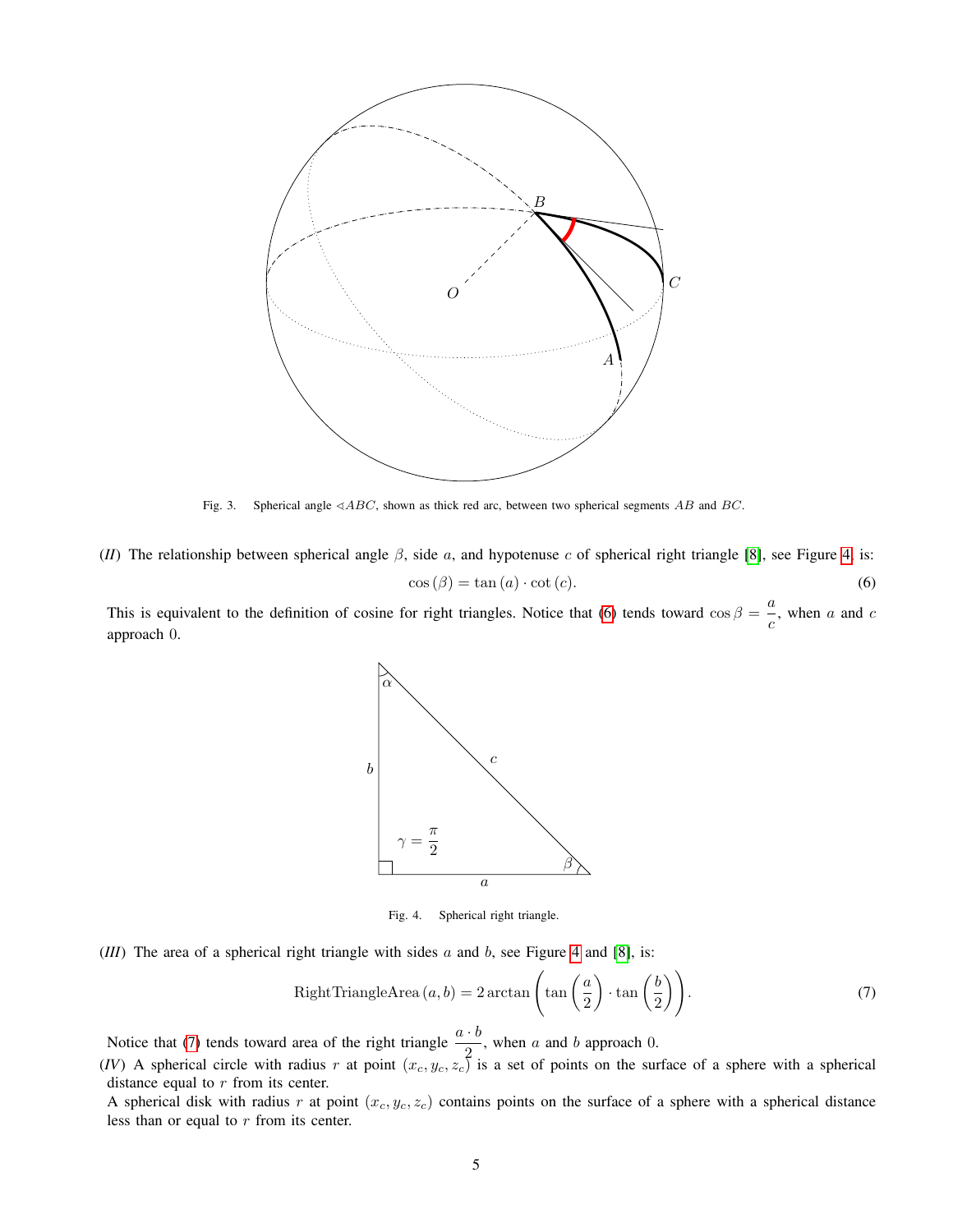Fig. 3. Spherical angle $\sphericalangle ABC$, shown as thick red arc, between two spherical segments $AB$ and $BC$.

(*II*) The relationship between spherical angle $\beta$, side $a$, and hypotenuse $c$ of spherical right triangle [8], see Figure 4, is:

$$\cos(\beta) = \tan(a) \cdot \cot(c). \tag{6}$$

This is equivalent to the definition of cosine for right triangles. Notice that (6) tends toward $\cos\beta = \dfrac{a}{c}$, when $a$ and $c$ approach 0.

Fig. 4. Spherical right triangle.

(*III*) The area of a spherical right triangle with sides $a$ and $b$, see Figure 4 and [8], is:

$$\mathrm{RightTriangleArea}(a, b) = 2 \arctan\left(\tan\left(\frac{a}{2}\right) \cdot \tan\left(\frac{b}{2}\right)\right). \tag{7}$$

Notice that (7) tends toward area of the right triangle $\dfrac{a \cdot b}{2}$, when $a$ and $b$ approach 0.

(*IV*) A spherical circle with radius $r$ at point $(x_c, y_c, z_c)$ is a set of points on the surface of a sphere with a spherical distance equal to $r$ from its center.

A spherical disk with radius $r$ at point $(x_c, y_c, z_c)$ contains points on the surface of a sphere with a spherical distance less than or equal to $r$ from its center.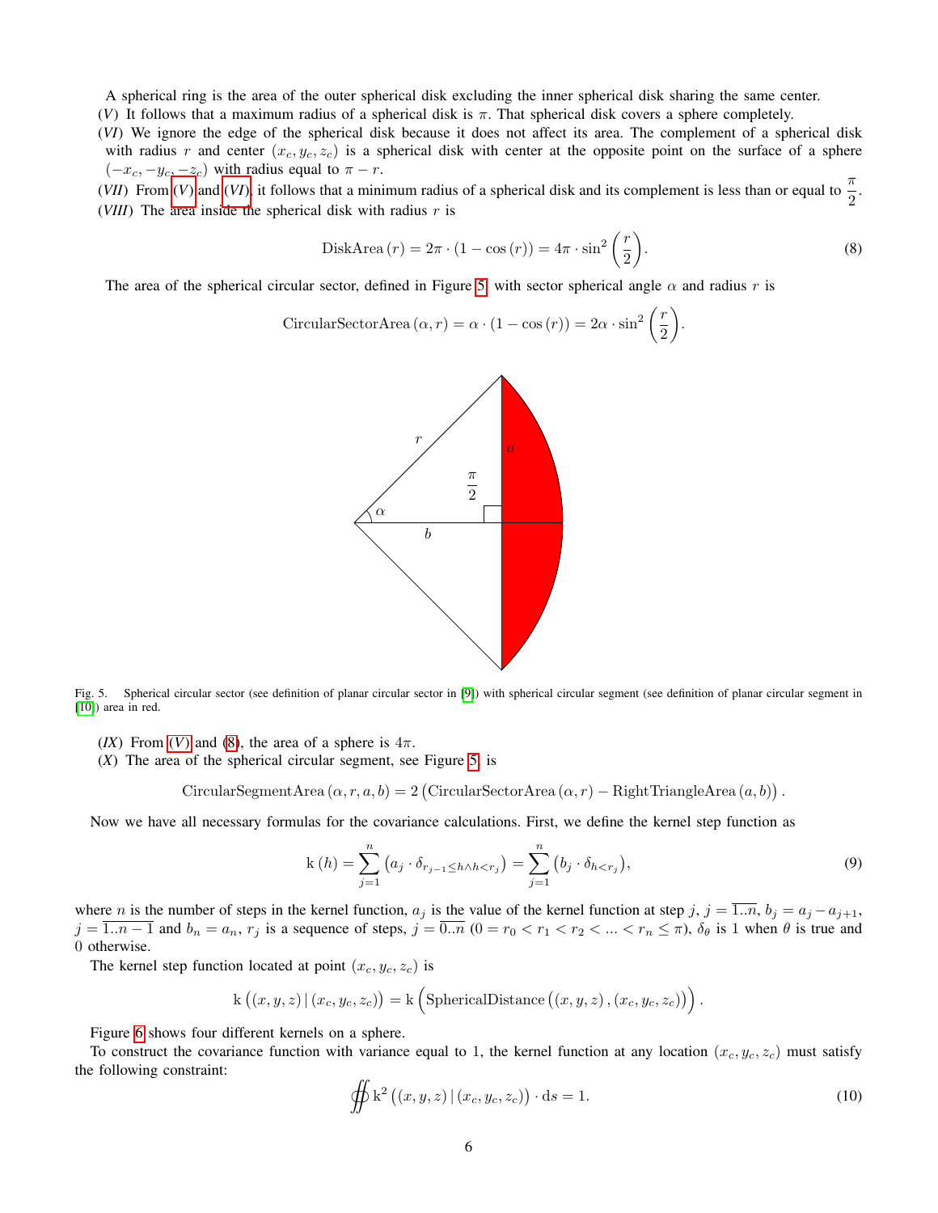A spherical ring is the area of the outer spherical disk excluding the inner spherical disk sharing the same center.

(*V*) It follows that a maximum radius of a spherical disk is $\pi$. That spherical disk covers a sphere completely.

(*VI*) We ignore the edge of the spherical disk because it does not affect its area. The complement of a spherical disk with radius $r$ and center $(x_c, y_c, z_c)$ is a spherical disk with center at the opposite point on the surface of a sphere $(-x_c, -y_c, -z_c)$ with radius equal to $\pi - r$.

(*VII*) From (*V*) and (*VI*), it follows that a minimum radius of a spherical disk and its complement is less than or equal to $\frac{\pi}{2}$.

(*VIII*) The area inside the spherical disk with radius $r$ is

$$\text{DiskArea}(r) = 2\pi \cdot (1 - \cos(r)) = 4\pi \cdot \sin^2\left(\frac{r}{2}\right). \tag{8}$$

The area of the spherical circular sector, defined in Figure 5, with sector spherical angle $\alpha$ and radius $r$ is

$$\text{CircularSectorArea}(\alpha, r) = \alpha \cdot (1 - \cos(r)) = 2\alpha \cdot \sin^2\left(\frac{r}{2}\right).$$

Fig. 5. Spherical circular sector (see definition of planar circular sector in [9]) with spherical circular segment (see definition of planar circular segment in [10]) area in red.

(*IX*) From (*V*) and (8), the area of a sphere is $4\pi$.

(*X*) The area of the spherical circular segment, see Figure 5, is

$$\text{CircularSegmentArea}(\alpha, r, a, b) = 2\left(\text{CircularSectorArea}(\alpha, r) - \text{RightTriangleArea}(a, b)\right).$$

Now we have all necessary formulas for the covariance calculations. First, we define the kernel step function as

$$\text{k}(h) = \sum_{j=1}^{n} \left(a_j \cdot \delta_{r_{j-1} \le h \wedge h < r_j}\right) = \sum_{j=1}^{n} \left(b_j \cdot \delta_{h < r_j}\right), \tag{9}$$

where $n$ is the number of steps in the kernel function, $a_j$ is the value of the kernel function at step $j$, $j = \overline{1..n}$, $b_j = a_j - a_{j+1}$, $j = \overline{1..n-1}$ and $b_n = a_n$, $r_j$ is a sequence of steps, $j = \overline{0..n}$ $(0 = r_0 < r_1 < r_2 < ... < r_n \le \pi)$, $\delta_\theta$ is 1 when $\theta$ is true and 0 otherwise.

The kernel step function located at point $(x_c, y_c, z_c)$ is

$$\text{k}\left((x, y, z) \,|\, (x_c, y_c, z_c)\right) = \text{k}\left(\text{SphericalDistance}\left((x, y, z), (x_c, y_c, z_c)\right)\right).$$

Figure 6 shows four different kernels on a sphere.

To construct the covariance function with variance equal to 1, the kernel function at any location $(x_c, y_c, z_c)$ must satisfy the following constraint:

$$\oiint \text{k}^2\left((x, y, z) \,|\, (x_c, y_c, z_c)\right) \cdot \text{d}s = 1. \tag{10}$$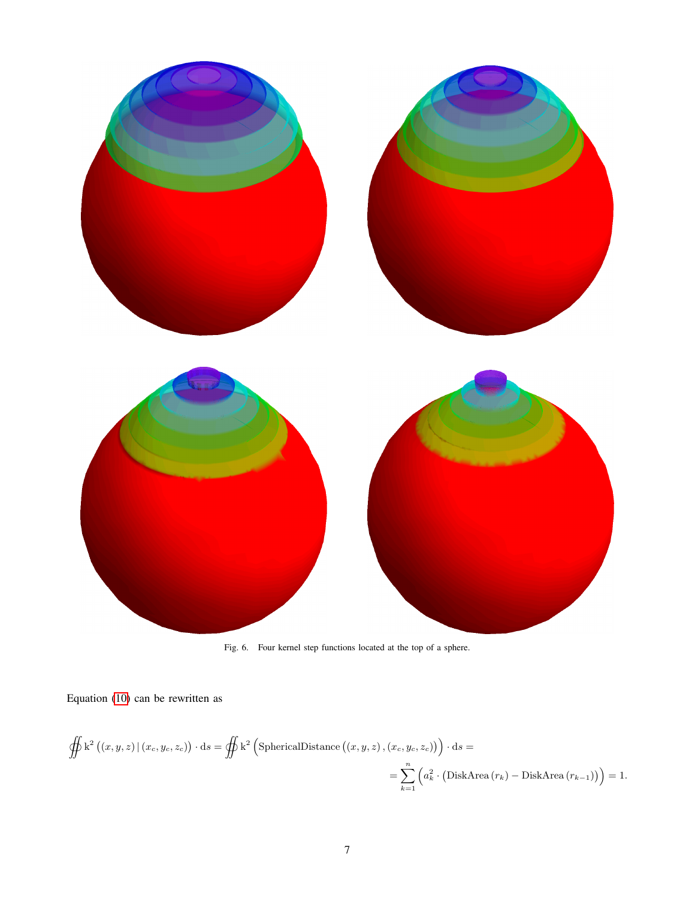Fig. 6. Four kernel step functions located at the top of a sphere.

Equation (10) can be rewritten as

$$\oiint \mathrm{k}^2\left((x,y,z)\,|\,(x_c,y_c,z_c)\right)\cdot \mathrm{d}s = \oiint \mathrm{k}^2\Big(\mathrm{SphericalDistance}\left((x,y,z),(x_c,y_c,z_c)\right)\Big)\cdot \mathrm{d}s =$$

$$= \sum_{k=1}^{n}\Big(a_k^2\cdot\left(\mathrm{DiskArea}\left(r_k\right)-\mathrm{DiskArea}\left(r_{k-1}\right)\right)\Big)=1.$$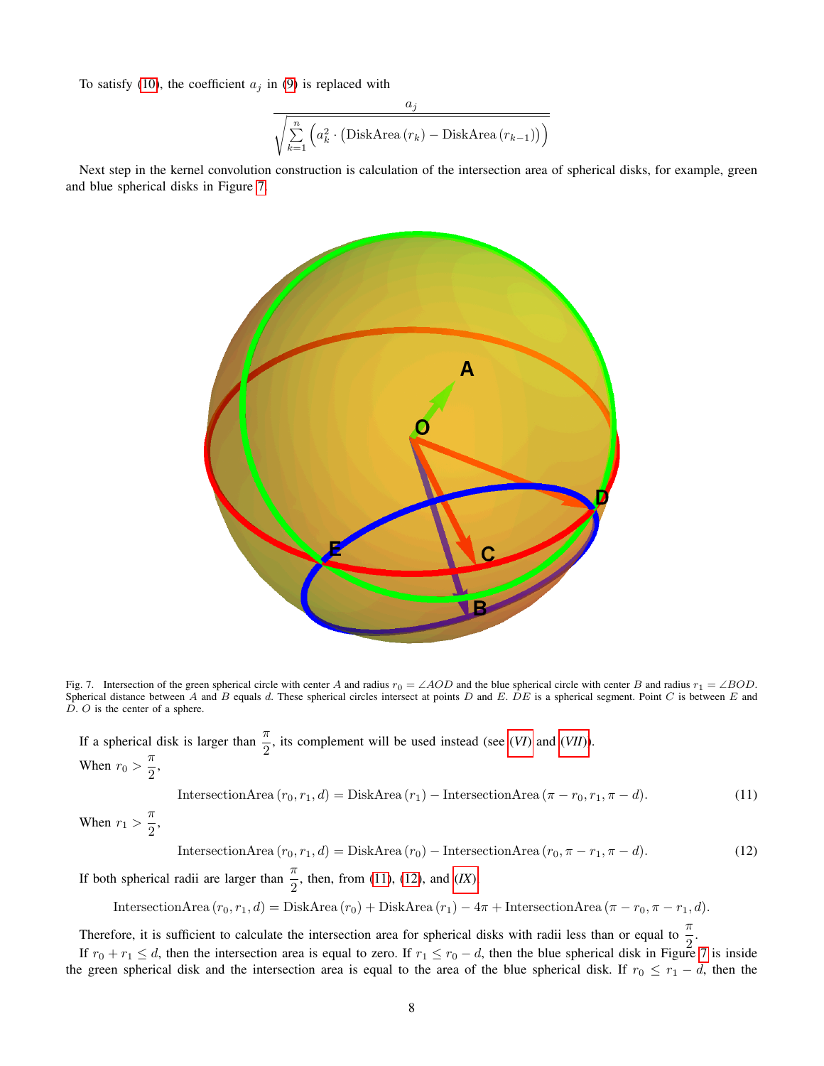To satisfy (10), the coefficient $a_j$ in (9) is replaced with

$$\frac{a_j}{\sqrt{\sum_{k=1}^{n}\left(a_k^2 \cdot \left(\mathrm{DiskArea}\left(r_k\right) - \mathrm{DiskArea}\left(r_{k-1}\right)\right)\right)}}$$

Next step in the kernel convolution construction is calculation of the intersection area of spherical disks, for example, green and blue spherical disks in Figure 7.

Fig. 7. Intersection of the green spherical circle with center $A$ and radius $r_0 = \angle AOD$ and the blue spherical circle with center $B$ and radius $r_1 = \angle BOD$. Spherical distance between $A$ and $B$ equals $d$. These spherical circles intersect at points $D$ and $E$. $DE$ is a spherical segment. Point $C$ is between $E$ and $D$. $O$ is the center of a sphere.

If a spherical disk is larger than $\frac{\pi}{2}$, its complement will be used instead (see (*VI*) and (*VII*)).
When $r_0 > \frac{\pi}{2}$,

$$\mathrm{IntersectionArea}\left(r_0, r_1, d\right) = \mathrm{DiskArea}\left(r_1\right) - \mathrm{IntersectionArea}\left(\pi - r_0, r_1, \pi - d\right). \tag{11}$$

When $r_1 > \frac{\pi}{2}$,

$$\mathrm{IntersectionArea}\left(r_0, r_1, d\right) = \mathrm{DiskArea}\left(r_0\right) - \mathrm{IntersectionArea}\left(r_0, \pi - r_1, \pi - d\right). \tag{12}$$

If both spherical radii are larger than $\frac{\pi}{2}$, then, from (11), (12), and (*IX*),

$$\mathrm{IntersectionArea}\left(r_0, r_1, d\right) = \mathrm{DiskArea}\left(r_0\right) + \mathrm{DiskArea}\left(r_1\right) - 4\pi + \mathrm{IntersectionArea}\left(\pi - r_0, \pi - r_1, d\right).$$

Therefore, it is sufficient to calculate the intersection area for spherical disks with radii less than or equal to $\frac{\pi}{2}$.

If $r_0 + r_1 \leq d$, then the intersection area is equal to zero. If $r_1 \leq r_0 - d$, then the blue spherical disk in Figure 7 is inside the green spherical disk and the intersection area is equal to the area of the blue spherical disk. If $r_0 \leq r_1 - d$, then the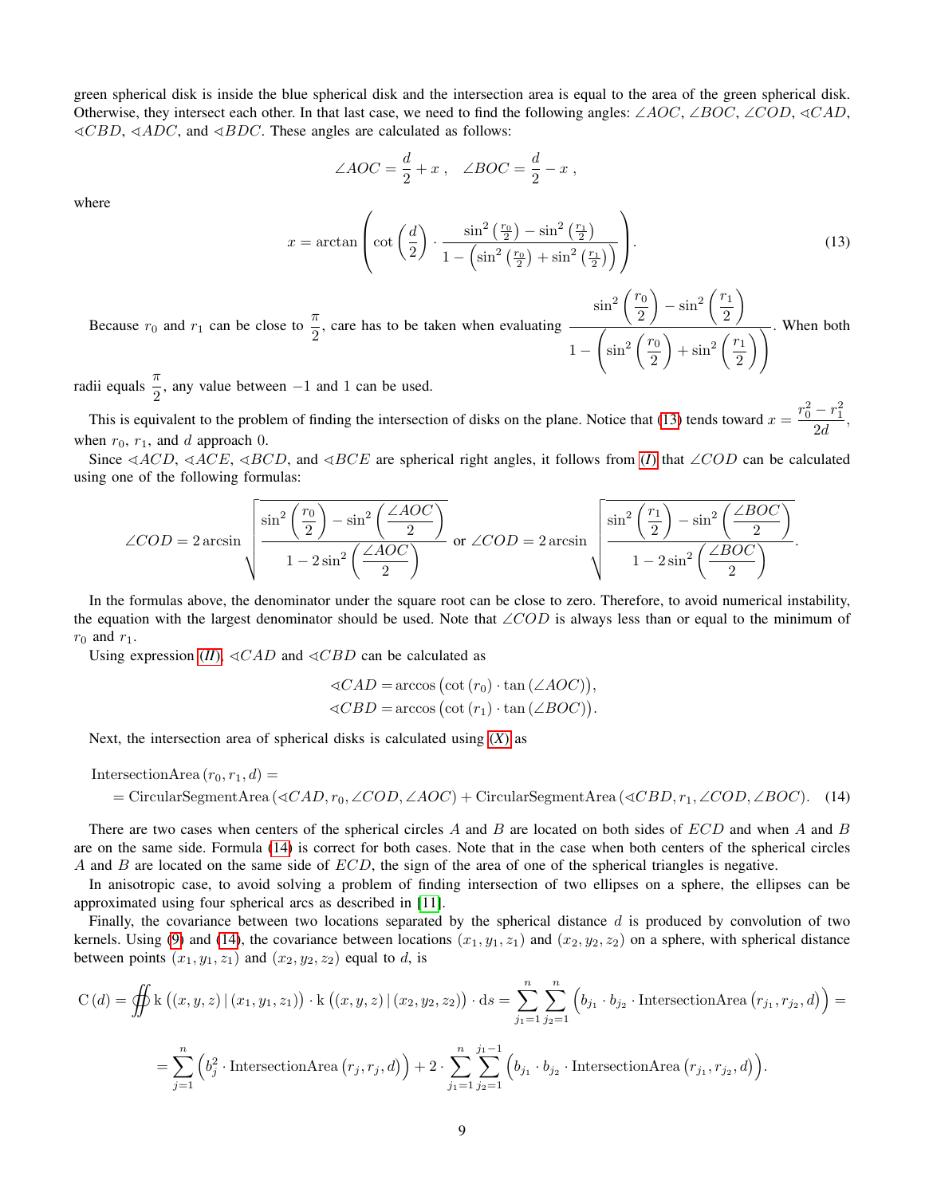green spherical disk is inside the blue spherical disk and the intersection area is equal to the area of the green spherical disk. Otherwise, they intersect each other. In that last case, we need to find the following angles: $\angle AOC$, $\angle BOC$, $\angle COD$, $\sphericalangle CAD$, $\sphericalangle CBD$, $\sphericalangle ADC$, and $\sphericalangle BDC$. These angles are calculated as follows:

$$\angle AOC = \frac{d}{2} + x\,, \quad \angle BOC = \frac{d}{2} - x\,,$$

where

$$x = \arctan\left(\cot\left(\frac{d}{2}\right) \cdot \frac{\sin^2\left(\frac{r_0}{2}\right) - \sin^2\left(\frac{r_1}{2}\right)}{1 - \left(\sin^2\left(\frac{r_0}{2}\right) + \sin^2\left(\frac{r_1}{2}\right)\right)}\right). \tag{13}$$

Because $r_0$ and $r_1$ can be close to $\frac{\pi}{2}$, care has to be taken when evaluating $\frac{\sin^2\left(\frac{r_0}{2}\right) - \sin^2\left(\frac{r_1}{2}\right)}{1 - \left(\sin^2\left(\frac{r_0}{2}\right) + \sin^2\left(\frac{r_1}{2}\right)\right)}$. When both radii equals $\frac{\pi}{2}$, any value between $-1$ and $1$ can be used.

This is equivalent to the problem of finding the intersection of disks on the plane. Notice that (13) tends toward $x = \frac{r_0^2 - r_1^2}{2d}$, when $r_0$, $r_1$, and $d$ approach 0.

Since $\sphericalangle ACD$, $\sphericalangle ACE$, $\sphericalangle BCD$, and $\sphericalangle BCE$ are spherical right angles, it follows from *(I)* that $\angle COD$ can be calculated using one of the following formulas:

$$\angle COD = 2\arcsin\sqrt{\frac{\sin^2\left(\frac{r_0}{2}\right) - \sin^2\left(\frac{\angle AOC}{2}\right)}{1 - 2\sin^2\left(\frac{\angle AOC}{2}\right)}} \text{ or } \angle COD = 2\arcsin\sqrt{\frac{\sin^2\left(\frac{r_1}{2}\right) - \sin^2\left(\frac{\angle BOC}{2}\right)}{1 - 2\sin^2\left(\frac{\angle BOC}{2}\right)}}.$$

In the formulas above, the denominator under the square root can be close to zero. Therefore, to avoid numerical instability, the equation with the largest denominator should be used. Note that $\angle COD$ is always less than or equal to the minimum of $r_0$ and $r_1$.

Using expression *(II)*, $\sphericalangle CAD$ and $\sphericalangle CBD$ can be calculated as

$$\sphericalangle CAD = \arccos\left(\cot\left(r_0\right) \cdot \tan\left(\angle AOC\right)\right),$$
$$\sphericalangle CBD = \arccos\left(\cot\left(r_1\right) \cdot \tan\left(\angle BOC\right)\right).$$

Next, the intersection area of spherical disks is calculated using *(X)* as

$$\begin{aligned}&\text{IntersectionArea}\left(r_0, r_1, d\right) = \\ &= \text{CircularSegmentArea}\left(\sphericalangle CAD, r_0, \angle COD, \angle AOC\right) + \text{CircularSegmentArea}\left(\sphericalangle CBD, r_1, \angle COD, \angle BOC\right).\end{aligned} \tag{14}$$

There are two cases when centers of the spherical circles $A$ and $B$ are located on both sides of $ECD$ and when $A$ and $B$ are on the same side. Formula (14) is correct for both cases. Note that in the case when both centers of the spherical circles $A$ and $B$ are located on the same side of $ECD$, the sign of the area of one of the spherical triangles is negative.

In anisotropic case, to avoid solving a problem of finding intersection of two ellipses on a sphere, the ellipses can be approximated using four spherical arcs as described in [11].

Finally, the covariance between two locations separated by the spherical distance $d$ is produced by convolution of two kernels. Using (9) and (14), the covariance between locations $(x_1, y_1, z_1)$ and $(x_2, y_2, z_2)$ on a sphere, with spherical distance between points $(x_1, y_1, z_1)$ and $(x_2, y_2, z_2)$ equal to $d$, is

$$\mathrm{C}\left(d\right) = \oiint \mathrm{k}\left((x,y,z) \mid (x_1,y_1,z_1)\right) \cdot \mathrm{k}\left((x,y,z) \mid (x_2,y_2,z_2)\right) \cdot \mathrm{d}s = \sum_{j_1=1}^{n}\sum_{j_2=1}^{n}\left(b_{j_1} \cdot b_{j_2} \cdot \text{IntersectionArea}\left(r_{j_1}, r_{j_2}, d\right)\right) =$$

$$= \sum_{j=1}^{n}\left(b_j^2 \cdot \text{IntersectionArea}\left(r_j, r_j, d\right)\right) + 2 \cdot \sum_{j_1=1}^{n}\sum_{j_2=1}^{j_1-1}\left(b_{j_1} \cdot b_{j_2} \cdot \text{IntersectionArea}\left(r_{j_1}, r_{j_2}, d\right)\right).$$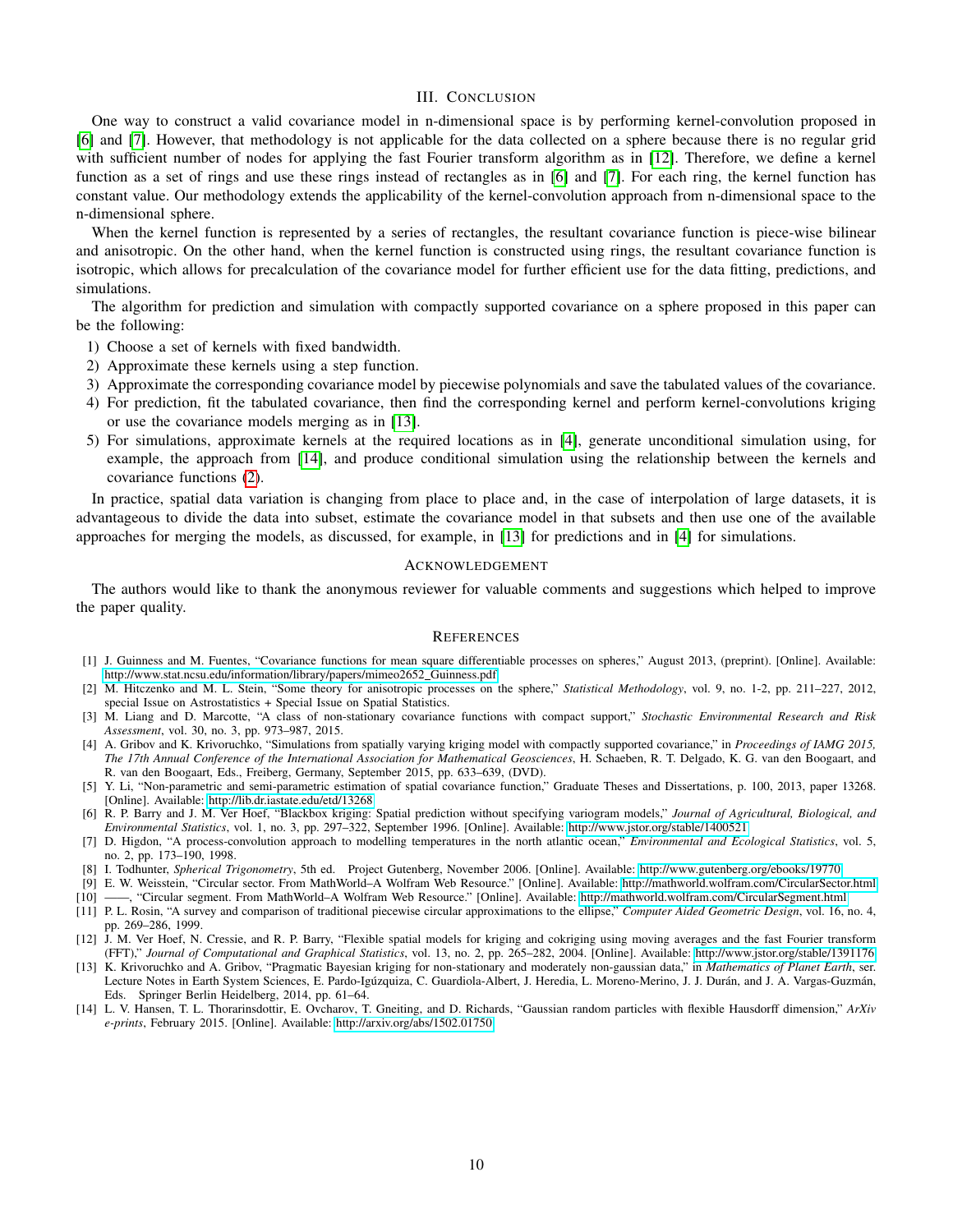## III. Conclusion

One way to construct a valid covariance model in n-dimensional space is by performing kernel-convolution proposed in [6] and [7]. However, that methodology is not applicable for the data collected on a sphere because there is no regular grid with sufficient number of nodes for applying the fast Fourier transform algorithm as in [12]. Therefore, we define a kernel function as a set of rings and use these rings instead of rectangles as in [6] and [7]. For each ring, the kernel function has constant value. Our methodology extends the applicability of the kernel-convolution approach from n-dimensional space to the n-dimensional sphere.

When the kernel function is represented by a series of rectangles, the resultant covariance function is piece-wise bilinear and anisotropic. On the other hand, when the kernel function is constructed using rings, the resultant covariance function is isotropic, which allows for precalculation of the covariance model for further efficient use for the data fitting, predictions, and simulations.

The algorithm for prediction and simulation with compactly supported covariance on a sphere proposed in this paper can be the following:

1) Choose a set of kernels with fixed bandwidth.
2) Approximate these kernels using a step function.
3) Approximate the corresponding covariance model by piecewise polynomials and save the tabulated values of the covariance.
4) For prediction, fit the tabulated covariance, then find the corresponding kernel and perform kernel-convolutions kriging or use the covariance models merging as in [13].
5) For simulations, approximate kernels at the required locations as in [4], generate unconditional simulation using, for example, the approach from [14], and produce conditional simulation using the relationship between the kernels and covariance functions (2).

In practice, spatial data variation is changing from place to place and, in the case of interpolation of large datasets, it is advantageous to divide the data into subset, estimate the covariance model in that subsets and then use one of the available approaches for merging the models, as discussed, for example, in [13] for predictions and in [4] for simulations.

## Acknowledgement

The authors would like to thank the anonymous reviewer for valuable comments and suggestions which helped to improve the paper quality.

## References

[1] J. Guinness and M. Fuentes, "Covariance functions for mean square differentiable processes on spheres," August 2013, (preprint). [Online]. Available: http://www.stat.ncsu.edu/information/library/papers/mimeo2652_Guinness.pdf

[2] M. Hitczenko and M. L. Stein, "Some theory for anisotropic processes on the sphere," *Statistical Methodology*, vol. 9, no. 1-2, pp. 211–227, 2012, special Issue on Astrostatistics + Special Issue on Spatial Statistics.

[3] M. Liang and D. Marcotte, "A class of non-stationary covariance functions with compact support," *Stochastic Environmental Research and Risk Assessment*, vol. 30, no. 3, pp. 973–987, 2015.

[4] A. Gribov and K. Krivoruchko, "Simulations from spatially varying kriging model with compactly supported covariance," in *Proceedings of IAMG 2015, The 17th Annual Conference of the International Association for Mathematical Geosciences*, H. Schaeben, R. T. Delgado, K. G. van den Boogaart, and R. van den Boogaart, Eds., Freiberg, Germany, September 2015, pp. 633–639, (DVD).

[5] Y. Li, "Non-parametric and semi-parametric estimation of spatial covariance function," Graduate Theses and Dissertations, p. 100, 2013, paper 13268. [Online]. Available: http://lib.dr.iastate.edu/etd/13268

[6] R. P. Barry and J. M. Ver Hoef, "Blackbox kriging: Spatial prediction without specifying variogram models," *Journal of Agricultural, Biological, and Environmental Statistics*, vol. 1, no. 3, pp. 297–322, September 1996. [Online]. Available: http://www.jstor.org/stable/1400521

[7] D. Higdon, "A process-convolution approach to modelling temperatures in the north atlantic ocean," *Environmental and Ecological Statistics*, vol. 5, no. 2, pp. 173–190, 1998.

[8] I. Todhunter, *Spherical Trigonometry*, 5th ed. Project Gutenberg, November 2006. [Online]. Available: http://www.gutenberg.org/ebooks/19770

[9] E. W. Weisstein, "Circular sector. From MathWorld–A Wolfram Web Resource." [Online]. Available: http://mathworld.wolfram.com/CircularSector.html

[10] ——, "Circular segment. From MathWorld–A Wolfram Web Resource." [Online]. Available: http://mathworld.wolfram.com/CircularSegment.html

[11] P. L. Rosin, "A survey and comparison of traditional piecewise circular approximations to the ellipse," *Computer Aided Geometric Design*, vol. 16, no. 4, pp. 269–286, 1999.

[12] J. M. Ver Hoef, N. Cressie, and R. P. Barry, "Flexible spatial models for kriging and cokriging using moving averages and the fast Fourier transform (FFT)," *Journal of Computational and Graphical Statistics*, vol. 13, no. 2, pp. 265–282, 2004. [Online]. Available: http://www.jstor.org/stable/1391176

[13] K. Krivoruchko and A. Gribov, "Pragmatic Bayesian kriging for non-stationary and moderately non-gaussian data," in *Mathematics of Planet Earth*, ser. Lecture Notes in Earth System Sciences, E. Pardo-Igúzquiza, C. Guardiola-Albert, J. Heredia, L. Moreno-Merino, J. J. Durán, and J. A. Vargas-Guzmán, Eds. Springer Berlin Heidelberg, 2014, pp. 61–64.

[14] L. V. Hansen, T. L. Thorarinsdottir, E. Ovcharov, T. Gneiting, and D. Richards, "Gaussian random particles with flexible Hausdorff dimension," *ArXiv e-prints*, February 2015. [Online]. Available: http://arxiv.org/abs/1502.01750